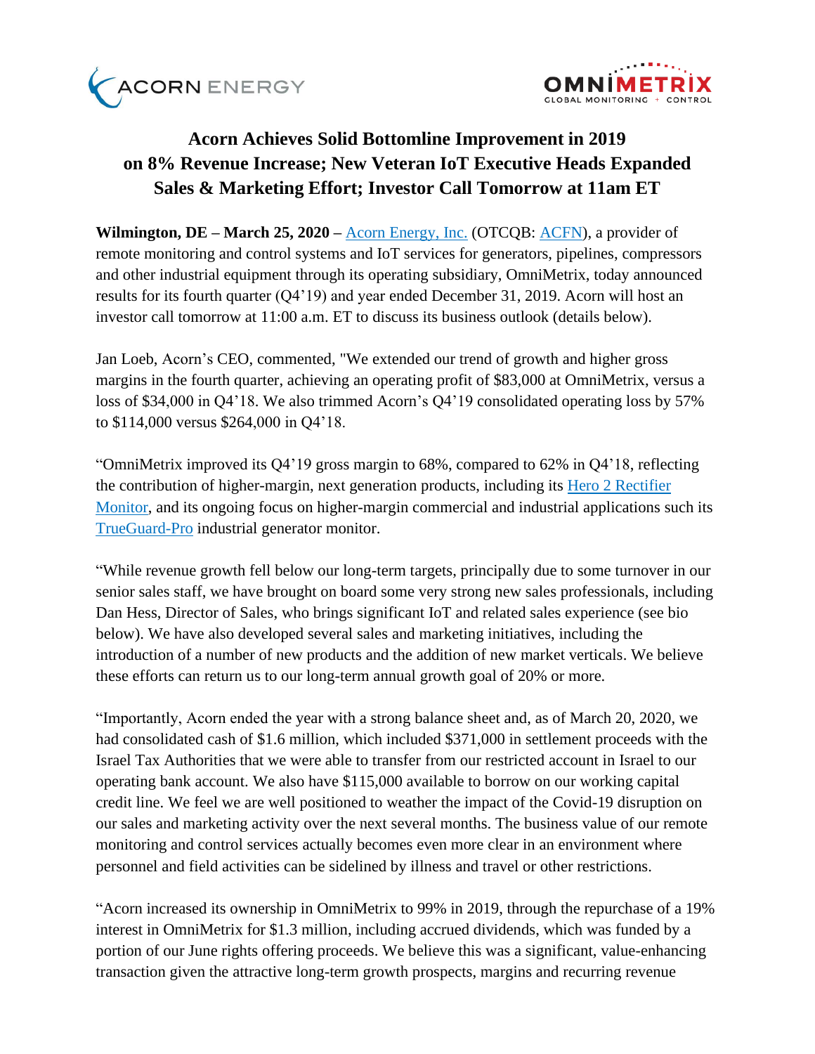# Acorn Achieves Solid Bottomline Improvement in 2019 on 8% Revenue Increase; New Veteran IoT Executive Heads Expanded Sales & Marketing Effort; Investor Call Tomorrow at 11am ET

**Wilmington, DE – March 25, 2020 –** Acorn Energy, Inc. (OTCQB: ACFN), a provider of remote monitoring and control systems and IoT services for generators, pipelines, compressors and other industrial equipment through its operating subsidiary, OmniMetrix, today announced results for its fourth quarter (Q4'19) and year ended December 31, 2019. Acorn will host an investor call tomorrow at 11:00 a.m. ET to discuss its business outlook (details below).

Jan Loeb, Acorn's CEO, commented, "We extended our trend of growth and higher gross margins in the fourth quarter, achieving an operating profit of $83,000 at OmniMetrix, versus a loss of $34,000 in Q4'18. We also trimmed Acorn's Q4'19 consolidated operating loss by 57% to $114,000 versus $264,000 in Q4'18.

"OmniMetrix improved its Q4'19 gross margin to 68%, compared to 62% in Q4'18, reflecting the contribution of higher-margin, next generation products, including its Hero 2 Rectifier Monitor, and its ongoing focus on higher-margin commercial and industrial applications such its TrueGuard-Pro industrial generator monitor.

"While revenue growth fell below our long-term targets, principally due to some turnover in our senior sales staff, we have brought on board some very strong new sales professionals, including Dan Hess, Director of Sales, who brings significant IoT and related sales experience (see bio below). We have also developed several sales and marketing initiatives, including the introduction of a number of new products and the addition of new market verticals. We believe these efforts can return us to our long-term annual growth goal of 20% or more.

"Importantly, Acorn ended the year with a strong balance sheet and, as of March 20, 2020, we had consolidated cash of $1.6 million, which included $371,000 in settlement proceeds with the Israel Tax Authorities that we were able to transfer from our restricted account in Israel to our operating bank account. We also have $115,000 available to borrow on our working capital credit line. We feel we are well positioned to weather the impact of the Covid-19 disruption on our sales and marketing activity over the next several months. The business value of our remote monitoring and control services actually becomes even more clear in an environment where personnel and field activities can be sidelined by illness and travel or other restrictions.

"Acorn increased its ownership in OmniMetrix to 99% in 2019, through the repurchase of a 19% interest in OmniMetrix for $1.3 million, including accrued dividends, which was funded by a portion of our June rights offering proceeds. We believe this was a significant, value-enhancing transaction given the attractive long-term growth prospects, margins and recurring revenue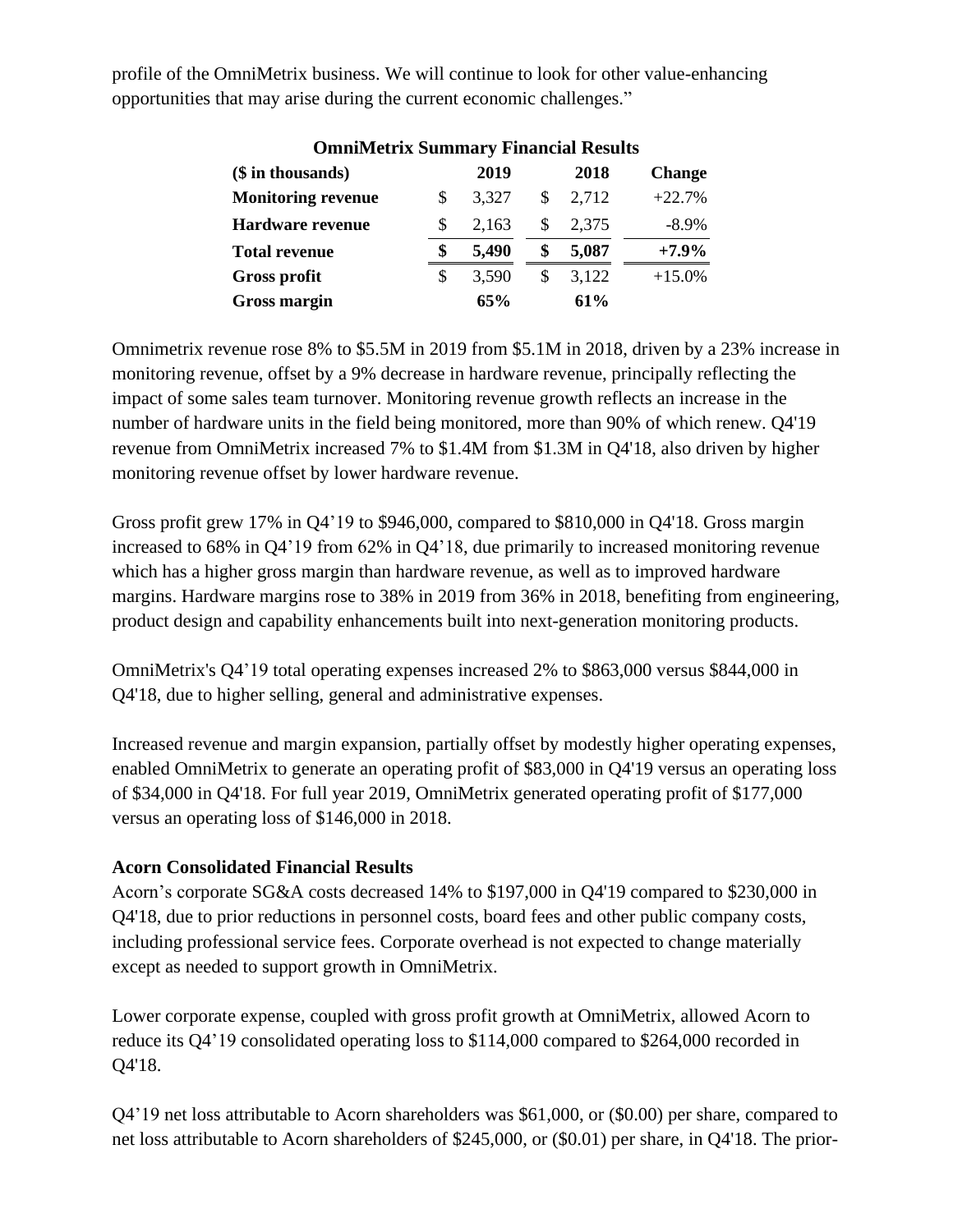profile of the OmniMetrix business. We will continue to look for other value-enhancing opportunities that may arise during the current economic challenges."

**OmniMetrix Summary Financial Results**

| ($ in thousands) | 2019 | 2018 | Change |
|---|---|---|---|
| **Monitoring revenue** | $ 3,327 | $ 2,712 | +22.7% |
| **Hardware revenue** | $ 2,163 | $ 2,375 | -8.9% |
| **Total revenue** | **$ 5,490** | **$ 5,087** | **+7.9%** |
| **Gross profit** | $ 3,590 | $ 3,122 | +15.0% |
| **Gross margin** | **65%** | **61%** | |

Omnimetrix revenue rose 8% to $5.5M in 2019 from $5.1M in 2018, driven by a 23% increase in monitoring revenue, offset by a 9% decrease in hardware revenue, principally reflecting the impact of some sales team turnover. Monitoring revenue growth reflects an increase in the number of hardware units in the field being monitored, more than 90% of which renew. Q4'19 revenue from OmniMetrix increased 7% to $1.4M from $1.3M in Q4'18, also driven by higher monitoring revenue offset by lower hardware revenue.

Gross profit grew 17% in Q4'19 to $946,000, compared to $810,000 in Q4'18. Gross margin increased to 68% in Q4'19 from 62% in Q4'18, due primarily to increased monitoring revenue which has a higher gross margin than hardware revenue, as well as to improved hardware margins. Hardware margins rose to 38% in 2019 from 36% in 2018, benefiting from engineering, product design and capability enhancements built into next-generation monitoring products.

OmniMetrix's Q4'19 total operating expenses increased 2% to $863,000 versus $844,000 in Q4'18, due to higher selling, general and administrative expenses.

Increased revenue and margin expansion, partially offset by modestly higher operating expenses, enabled OmniMetrix to generate an operating profit of $83,000 in Q4'19 versus an operating loss of $34,000 in Q4'18. For full year 2019, OmniMetrix generated operating profit of $177,000 versus an operating loss of $146,000 in 2018.

**Acorn Consolidated Financial Results**

Acorn's corporate SG&A costs decreased 14% to $197,000 in Q4'19 compared to $230,000 in Q4'18, due to prior reductions in personnel costs, board fees and other public company costs, including professional service fees. Corporate overhead is not expected to change materially except as needed to support growth in OmniMetrix.

Lower corporate expense, coupled with gross profit growth at OmniMetrix, allowed Acorn to reduce its Q4'19 consolidated operating loss to $114,000 compared to $264,000 recorded in Q4'18.

Q4'19 net loss attributable to Acorn shareholders was $61,000, or ($0.00) per share, compared to net loss attributable to Acorn shareholders of $245,000, or ($0.01) per share, in Q4'18. The prior-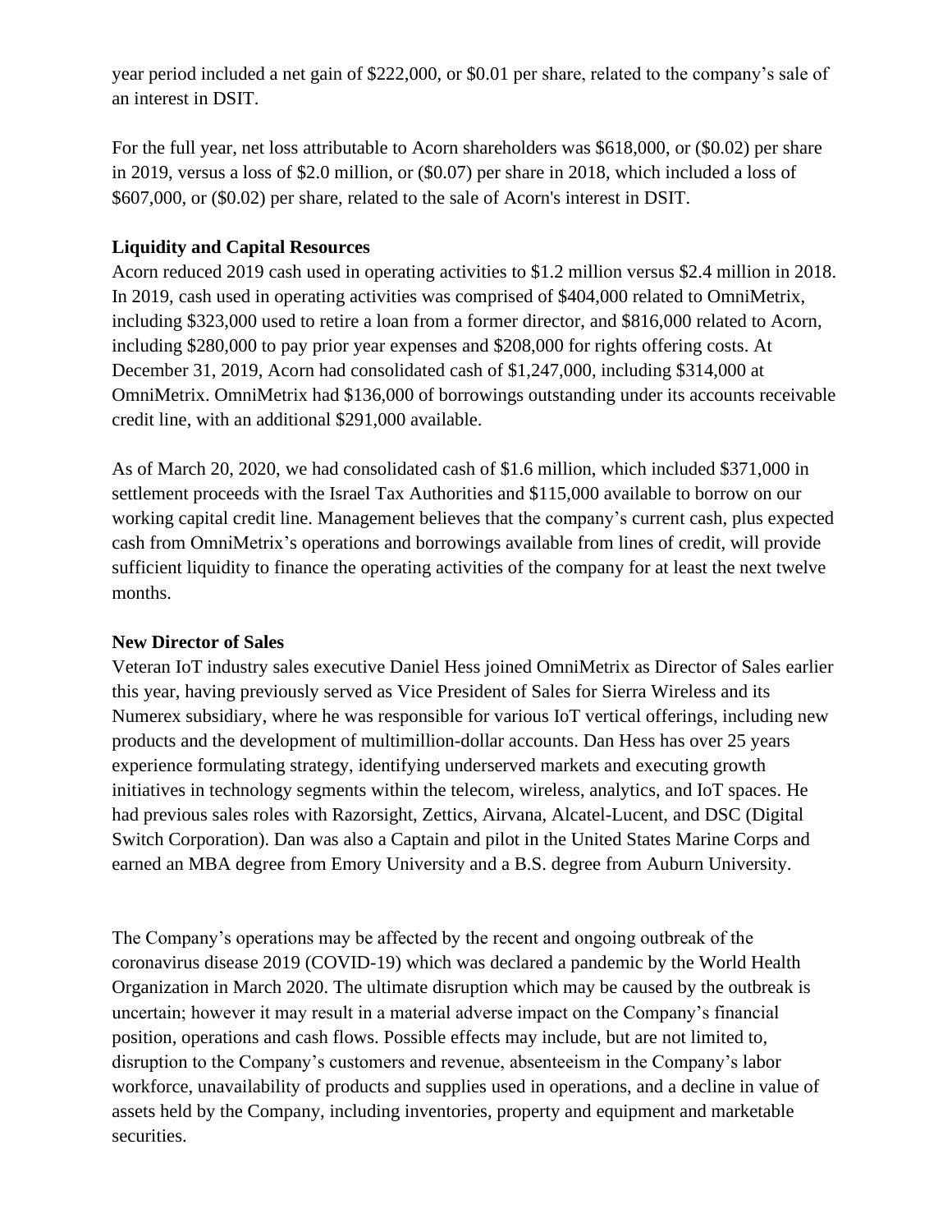year period included a net gain of $222,000, or $0.01 per share, related to the company's sale of an interest in DSIT.

For the full year, net loss attributable to Acorn shareholders was $618,000, or ($0.02) per share in 2019, versus a loss of $2.0 million, or ($0.07) per share in 2018, which included a loss of $607,000, or ($0.02) per share, related to the sale of Acorn's interest in DSIT.

**Liquidity and Capital Resources**

Acorn reduced 2019 cash used in operating activities to $1.2 million versus $2.4 million in 2018. In 2019, cash used in operating activities was comprised of $404,000 related to OmniMetrix, including $323,000 used to retire a loan from a former director, and $816,000 related to Acorn, including $280,000 to pay prior year expenses and $208,000 for rights offering costs. At December 31, 2019, Acorn had consolidated cash of $1,247,000, including $314,000 at OmniMetrix. OmniMetrix had $136,000 of borrowings outstanding under its accounts receivable credit line, with an additional $291,000 available.

As of March 20, 2020, we had consolidated cash of $1.6 million, which included $371,000 in settlement proceeds with the Israel Tax Authorities and $115,000 available to borrow on our working capital credit line. Management believes that the company's current cash, plus expected cash from OmniMetrix's operations and borrowings available from lines of credit, will provide sufficient liquidity to finance the operating activities of the company for at least the next twelve months.

**New Director of Sales**

Veteran IoT industry sales executive Daniel Hess joined OmniMetrix as Director of Sales earlier this year, having previously served as Vice President of Sales for Sierra Wireless and its Numerex subsidiary, where he was responsible for various IoT vertical offerings, including new products and the development of multimillion-dollar accounts. Dan Hess has over 25 years experience formulating strategy, identifying underserved markets and executing growth initiatives in technology segments within the telecom, wireless, analytics, and IoT spaces. He had previous sales roles with Razorsight, Zettics, Airvana, Alcatel-Lucent, and DSC (Digital Switch Corporation). Dan was also a Captain and pilot in the United States Marine Corps and earned an MBA degree from Emory University and a B.S. degree from Auburn University.

The Company's operations may be affected by the recent and ongoing outbreak of the coronavirus disease 2019 (COVID-19) which was declared a pandemic by the World Health Organization in March 2020. The ultimate disruption which may be caused by the outbreak is uncertain; however it may result in a material adverse impact on the Company's financial position, operations and cash flows. Possible effects may include, but are not limited to, disruption to the Company's customers and revenue, absenteeism in the Company's labor workforce, unavailability of products and supplies used in operations, and a decline in value of assets held by the Company, including inventories, property and equipment and marketable securities.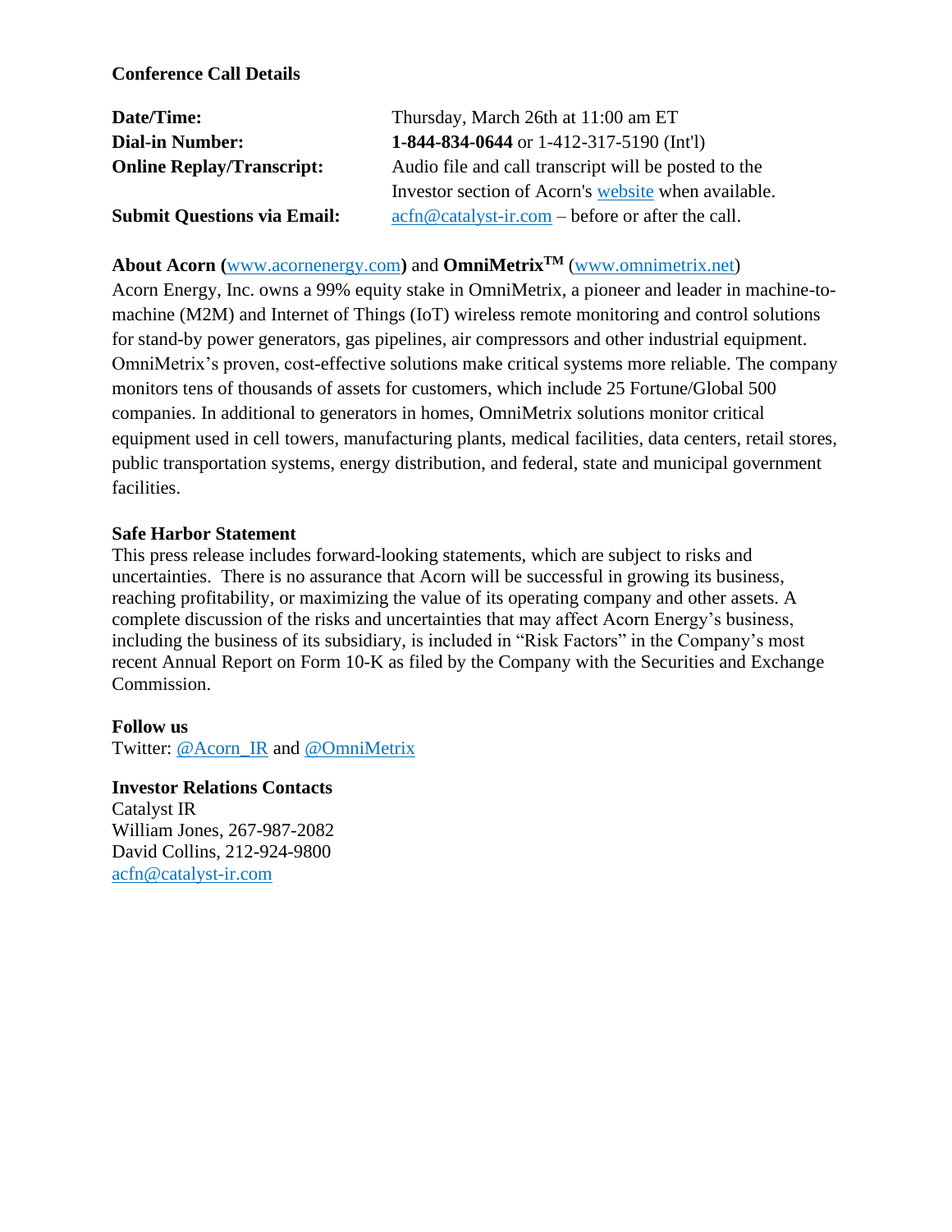**Conference Call Details**

| | |
|---|---|
| **Date/Time:** | Thursday, March 26th at 11:00 am ET |
| **Dial-in Number:** | **1-844-834-0644** or 1-412-317-5190 (Int'l) |
| **Online Replay/Transcript:** | Audio file and call transcript will be posted to the Investor section of Acorn's website when available. |
| **Submit Questions via Email:** | acfn@catalyst-ir.com – before or after the call. |

**About Acorn (**www.acornenergy.com**)** and **OmniMetrix™** (www.omnimetrix.net)
Acorn Energy, Inc. owns a 99% equity stake in OmniMetrix, a pioneer and leader in machine-to-machine (M2M) and Internet of Things (IoT) wireless remote monitoring and control solutions for stand-by power generators, gas pipelines, air compressors and other industrial equipment. OmniMetrix's proven, cost-effective solutions make critical systems more reliable. The company monitors tens of thousands of assets for customers, which include 25 Fortune/Global 500 companies. In additional to generators in homes, OmniMetrix solutions monitor critical equipment used in cell towers, manufacturing plants, medical facilities, data centers, retail stores, public transportation systems, energy distribution, and federal, state and municipal government facilities.

**Safe Harbor Statement**
This press release includes forward-looking statements, which are subject to risks and uncertainties. There is no assurance that Acorn will be successful in growing its business, reaching profitability, or maximizing the value of its operating company and other assets. A complete discussion of the risks and uncertainties that may affect Acorn Energy's business, including the business of its subsidiary, is included in "Risk Factors" in the Company's most recent Annual Report on Form 10-K as filed by the Company with the Securities and Exchange Commission.

**Follow us**
Twitter: @Acorn_IR and @OmniMetrix

**Investor Relations Contacts**
Catalyst IR
William Jones, 267-987-2082
David Collins, 212-924-9800
acfn@catalyst-ir.com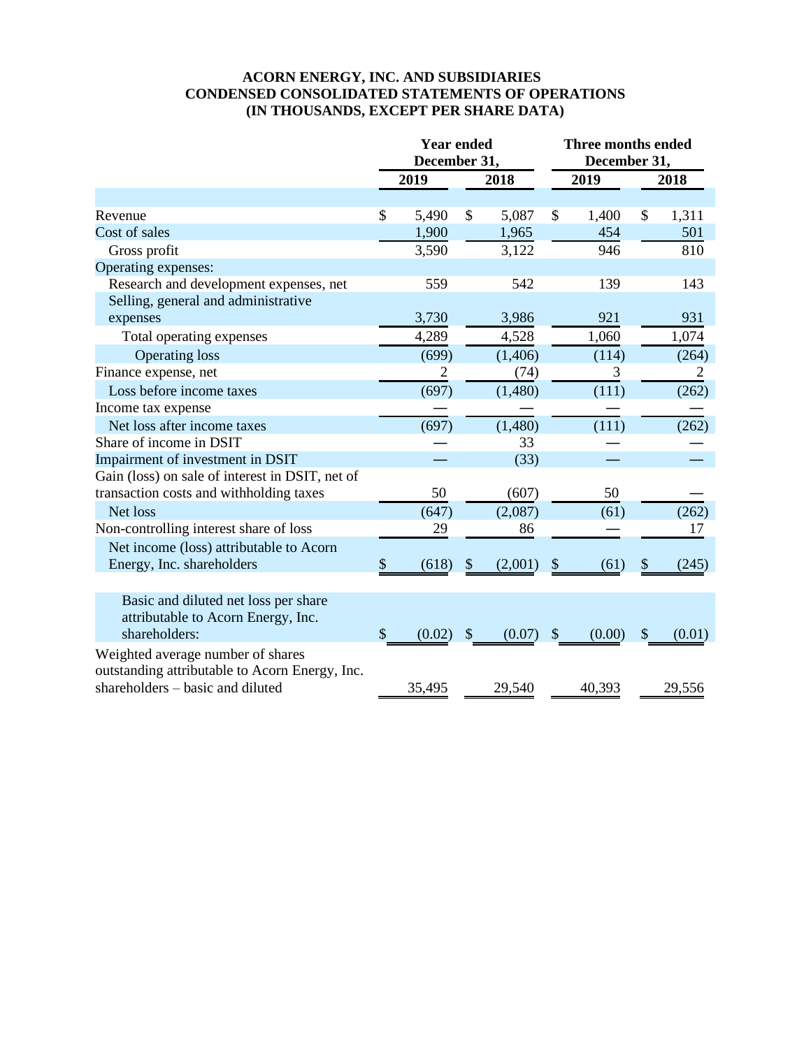**ACORN ENERGY, INC. AND SUBSIDIARIES**
**CONDENSED CONSOLIDATED STATEMENTS OF OPERATIONS**
**(IN THOUSANDS, EXCEPT PER SHARE DATA)**

| | Year ended December 31, | | Three months ended December 31, | |
|---|---|---|---|---|
| | 2019 | 2018 | 2019 | 2018 |
| Revenue | $ 5,490 | $ 5,087 | $ 1,400 | $ 1,311 |
| Cost of sales | 1,900 | 1,965 | 454 | 501 |
| Gross profit | 3,590 | 3,122 | 946 | 810 |
| Operating expenses: | | | | |
| Research and development expenses, net | 559 | 542 | 139 | 143 |
| Selling, general and administrative expenses | 3,730 | 3,986 | 921 | 931 |
| Total operating expenses | 4,289 | 4,528 | 1,060 | 1,074 |
| Operating loss | (699) | (1,406) | (114) | (264) |
| Finance expense, net | 2 | (74) | 3 | 2 |
| Loss before income taxes | (697) | (1,480) | (111) | (262) |
| Income tax expense | — | — | — | — |
| Net loss after income taxes | (697) | (1,480) | (111) | (262) |
| Share of income in DSIT | — | 33 | — | — |
| Impairment of investment in DSIT | — | (33) | — | — |
| Gain (loss) on sale of interest in DSIT, net of transaction costs and withholding taxes | 50 | (607) | 50 | — |
| Net loss | (647) | (2,087) | (61) | (262) |
| Non-controlling interest share of loss | 29 | 86 | — | 17 |
| Net income (loss) attributable to Acorn Energy, Inc. shareholders | $ (618) | $ (2,001) | $ (61) | $ (245) |
| | | | | |
| Basic and diluted net loss per share attributable to Acorn Energy, Inc. shareholders: | $ (0.02) | $ (0.07) | $ (0.00) | $ (0.01) |
| Weighted average number of shares outstanding attributable to Acorn Energy, Inc. shareholders – basic and diluted | 35,495 | 29,540 | 40,393 | 29,556 |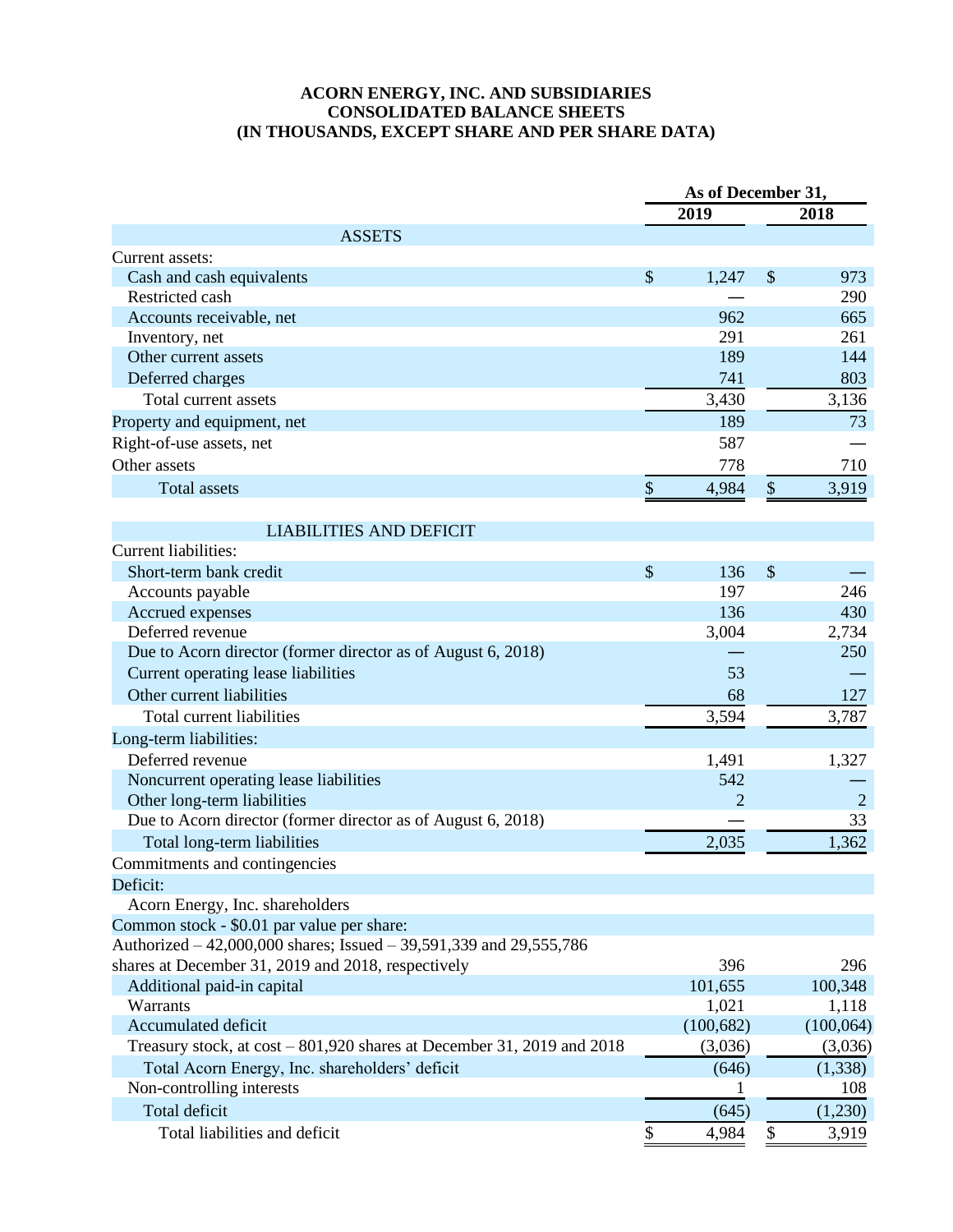# ACORN ENERGY, INC. AND SUBSIDIARIES
# CONSOLIDATED BALANCE SHEETS
# (IN THOUSANDS, EXCEPT SHARE AND PER SHARE DATA)

| | As of December 31, | |
|---|---|---|
| | 2019 | 2018 |
| **ASSETS** | | |
| Current assets: | | |
| Cash and cash equivalents | $ 1,247 | $ 973 |
| Restricted cash | — | 290 |
| Accounts receivable, net | 962 | 665 |
| Inventory, net | 291 | 261 |
| Other current assets | 189 | 144 |
| Deferred charges | 741 | 803 |
| Total current assets | 3,430 | 3,136 |
| Property and equipment, net | 189 | 73 |
| Right-of-use assets, net | 587 | — |
| Other assets | 778 | 710 |
| Total assets | $ 4,984 | $ 3,919 |
| **LIABILITIES AND DEFICIT** | | |
| Current liabilities: | | |
| Short-term bank credit | $ 136 | $ — |
| Accounts payable | 197 | 246 |
| Accrued expenses | 136 | 430 |
| Deferred revenue | 3,004 | 2,734 |
| Due to Acorn director (former director as of August 6, 2018) | — | 250 |
| Current operating lease liabilities | 53 | — |
| Other current liabilities | 68 | 127 |
| Total current liabilities | 3,594 | 3,787 |
| Long-term liabilities: | | |
| Deferred revenue | 1,491 | 1,327 |
| Noncurrent operating lease liabilities | 542 | — |
| Other long-term liabilities | 2 | 2 |
| Due to Acorn director (former director as of August 6, 2018) | — | 33 |
| Total long-term liabilities | 2,035 | 1,362 |
| Commitments and contingencies | | |
| Deficit: | | |
| Acorn Energy, Inc. shareholders | | |
| Common stock - $0.01 par value per share: | | |
| Authorized – 42,000,000 shares; Issued – 39,591,339 and 29,555,786 shares at December 31, 2019 and 2018, respectively | 396 | 296 |
| Additional paid-in capital | 101,655 | 100,348 |
| Warrants | 1,021 | 1,118 |
| Accumulated deficit | (100,682) | (100,064) |
| Treasury stock, at cost – 801,920 shares at December 31, 2019 and 2018 | (3,036) | (3,036) |
| Total Acorn Energy, Inc. shareholders' deficit | (646) | (1,338) |
| Non-controlling interests | 1 | 108 |
| Total deficit | (645) | (1,230) |
| Total liabilities and deficit | $ 4,984 | $ 3,919 |